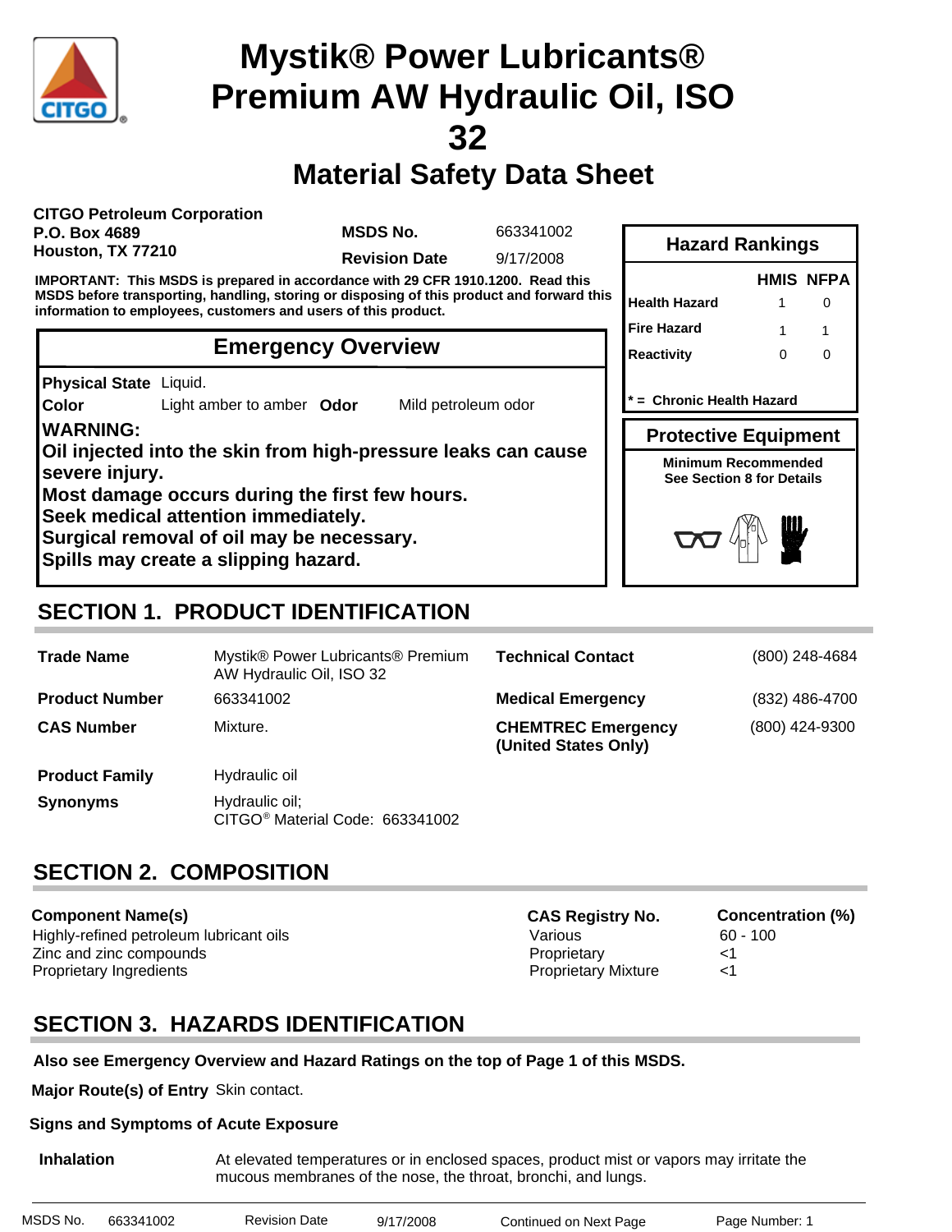# Mystik® Power Lubricants® Premium AW Hydraulic Oil, ISO 32

## Material Safety Data Sheet

**CITGO Petroleum Corporation**
**P.O. Box 4689**
**Houston, TX 77210**

**MSDS No.** 663341002
**Revision Date** 9/17/2008

**IMPORTANT: This MSDS is prepared in accordance with 29 CFR 1910.1200. Read this MSDS before transporting, handling, storing or disposing of this product and forward this information to employees, customers and users of this product.**

### Hazard Rankings

| | HMIS | NFPA |
|---|---|---|
| Health Hazard | 1 | 0 |
| Fire Hazard | 1 | 1 |
| Reactivity | 0 | 0 |

**\* = Chronic Health Hazard**

### Protective Equipment

**Minimum Recommended**
**See Section 8 for Details**

### Emergency Overview

**Physical State** Liquid.
**Color** Light amber to amber **Odor** Mild petroleum odor

**WARNING:**
**Oil injected into the skin from high-pressure leaks can cause severe injury.**
**Most damage occurs during the first few hours.**
**Seek medical attention immediately.**
**Surgical removal of oil may be necessary.**
**Spills may create a slipping hazard.**

## SECTION 1. PRODUCT IDENTIFICATION

| | | | |
|---|---|---|---|
| **Trade Name** | Mystik® Power Lubricants® Premium AW Hydraulic Oil, ISO 32 | **Technical Contact** | (800) 248-4684 |
| **Product Number** | 663341002 | **Medical Emergency** | (832) 486-4700 |
| **CAS Number** | Mixture. | **CHEMTREC Emergency (United States Only)** | (800) 424-9300 |
| **Product Family** | Hydraulic oil | | |
| **Synonyms** | Hydraulic oil; CITGO® Material Code: 663341002 | | |

## SECTION 2. COMPOSITION

| Component Name(s) | CAS Registry No. | Concentration (%) |
|---|---|---|
| Highly-refined petroleum lubricant oils | Various | 60 - 100 |
| Zinc and zinc compounds | Proprietary | <1 |
| Proprietary Ingredients | Proprietary Mixture | <1 |

## SECTION 3. HAZARDS IDENTIFICATION

**Also see Emergency Overview and Hazard Ratings on the top of Page 1 of this MSDS.**

**Major Route(s) of Entry** Skin contact.

**Signs and Symptoms of Acute Exposure**

**Inhalation** At elevated temperatures or in enclosed spaces, product mist or vapors may irritate the mucous membranes of the nose, the throat, bronchi, and lungs.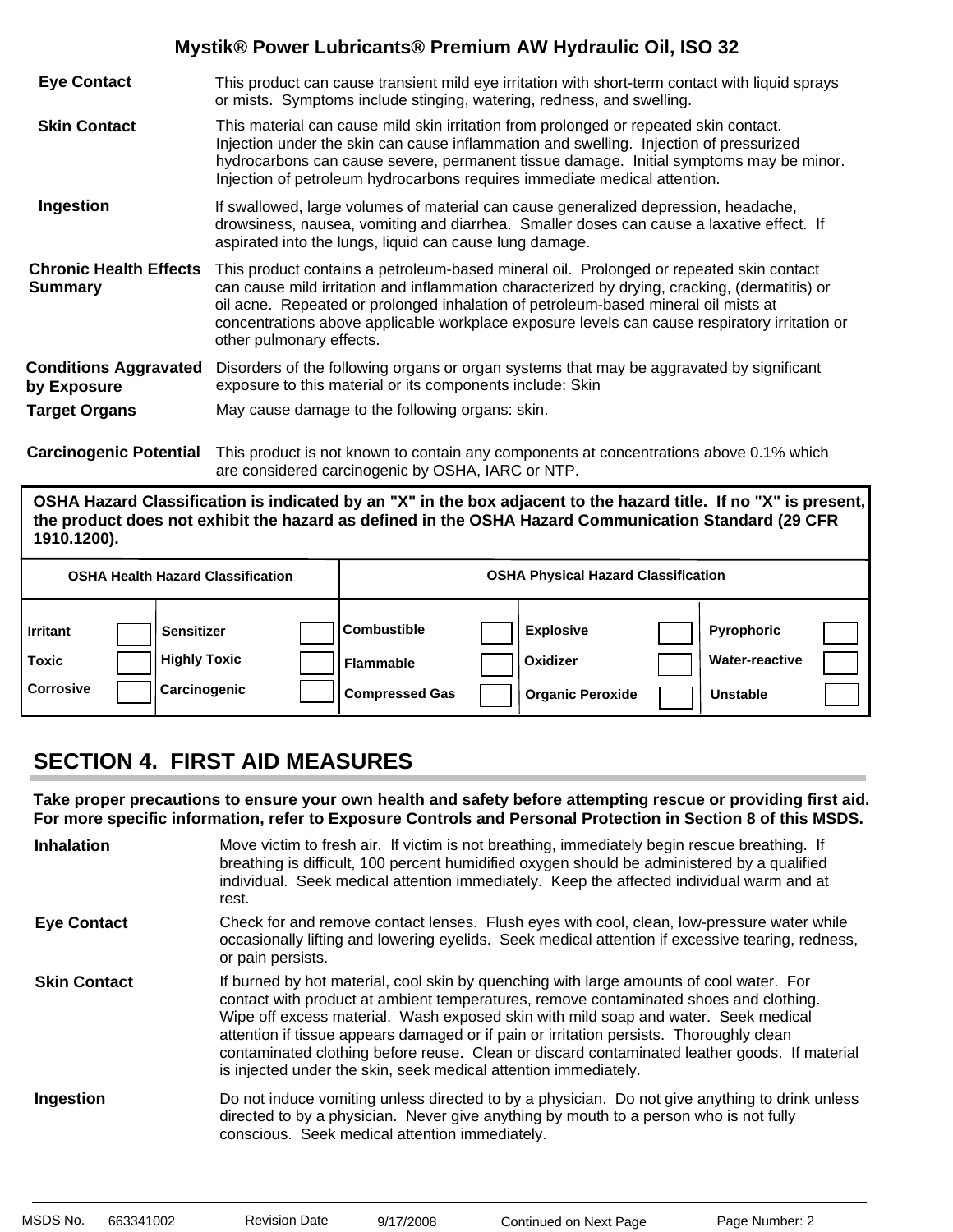**Eye Contact** This product can cause transient mild eye irritation with short-term contact with liquid sprays or mists. Symptoms include stinging, watering, redness, and swelling.

**Skin Contact** This material can cause mild skin irritation from prolonged or repeated skin contact. Injection under the skin can cause inflammation and swelling. Injection of pressurized hydrocarbons can cause severe, permanent tissue damage. Initial symptoms may be minor. Injection of petroleum hydrocarbons requires immediate medical attention.

**Ingestion** If swallowed, large volumes of material can cause generalized depression, headache, drowsiness, nausea, vomiting and diarrhea. Smaller doses can cause a laxative effect. If aspirated into the lungs, liquid can cause lung damage.

**Chronic Health Effects Summary** This product contains a petroleum-based mineral oil. Prolonged or repeated skin contact can cause mild irritation and inflammation characterized by drying, cracking, (dermatitis) or oil acne. Repeated or prolonged inhalation of petroleum-based mineral oil mists at concentrations above applicable workplace exposure levels can cause respiratory irritation or other pulmonary effects.

**Conditions Aggravated by Exposure** Disorders of the following organs or organ systems that may be aggravated by significant exposure to this material or its components include: Skin

**Target Organs** May cause damage to the following organs: skin.

**Carcinogenic Potential** This product is not known to contain any components at concentrations above 0.1% which are considered carcinogenic by OSHA, IARC or NTP.

**OSHA Hazard Classification is indicated by an "X" in the box adjacent to the hazard title. If no "X" is present, the product does not exhibit the hazard as defined in the OSHA Hazard Communication Standard (29 CFR 1910.1200).**

| OSHA Health Hazard Classification | | | | OSHA Physical Hazard Classification | | | | | |
|---|---|---|---|---|---|---|---|---|---|
| Irritant | | Sensitizer | | Combustible | | Explosive | | Pyrophoric | |
| Toxic | | Highly Toxic | | Flammable | | Oxidizer | | Water-reactive | |
| Corrosive | | Carcinogenic | | Compressed Gas | | Organic Peroxide | | Unstable | |

## SECTION 4. FIRST AID MEASURES

**Take proper precautions to ensure your own health and safety before attempting rescue or providing first aid. For more specific information, refer to Exposure Controls and Personal Protection in Section 8 of this MSDS.**

**Inhalation** Move victim to fresh air. If victim is not breathing, immediately begin rescue breathing. If breathing is difficult, 100 percent humidified oxygen should be administered by a qualified individual. Seek medical attention immediately. Keep the affected individual warm and at rest.

**Eye Contact** Check for and remove contact lenses. Flush eyes with cool, clean, low-pressure water while occasionally lifting and lowering eyelids. Seek medical attention if excessive tearing, redness, or pain persists.

**Skin Contact** If burned by hot material, cool skin by quenching with large amounts of cool water. For contact with product at ambient temperatures, remove contaminated shoes and clothing. Wipe off excess material. Wash exposed skin with mild soap and water. Seek medical attention if tissue appears damaged or if pain or irritation persists. Thoroughly clean contaminated clothing before reuse. Clean or discard contaminated leather goods. If material is injected under the skin, seek medical attention immediately.

**Ingestion** Do not induce vomiting unless directed to by a physician. Do not give anything to drink unless directed to by a physician. Never give anything by mouth to a person who is not fully conscious. Seek medical attention immediately.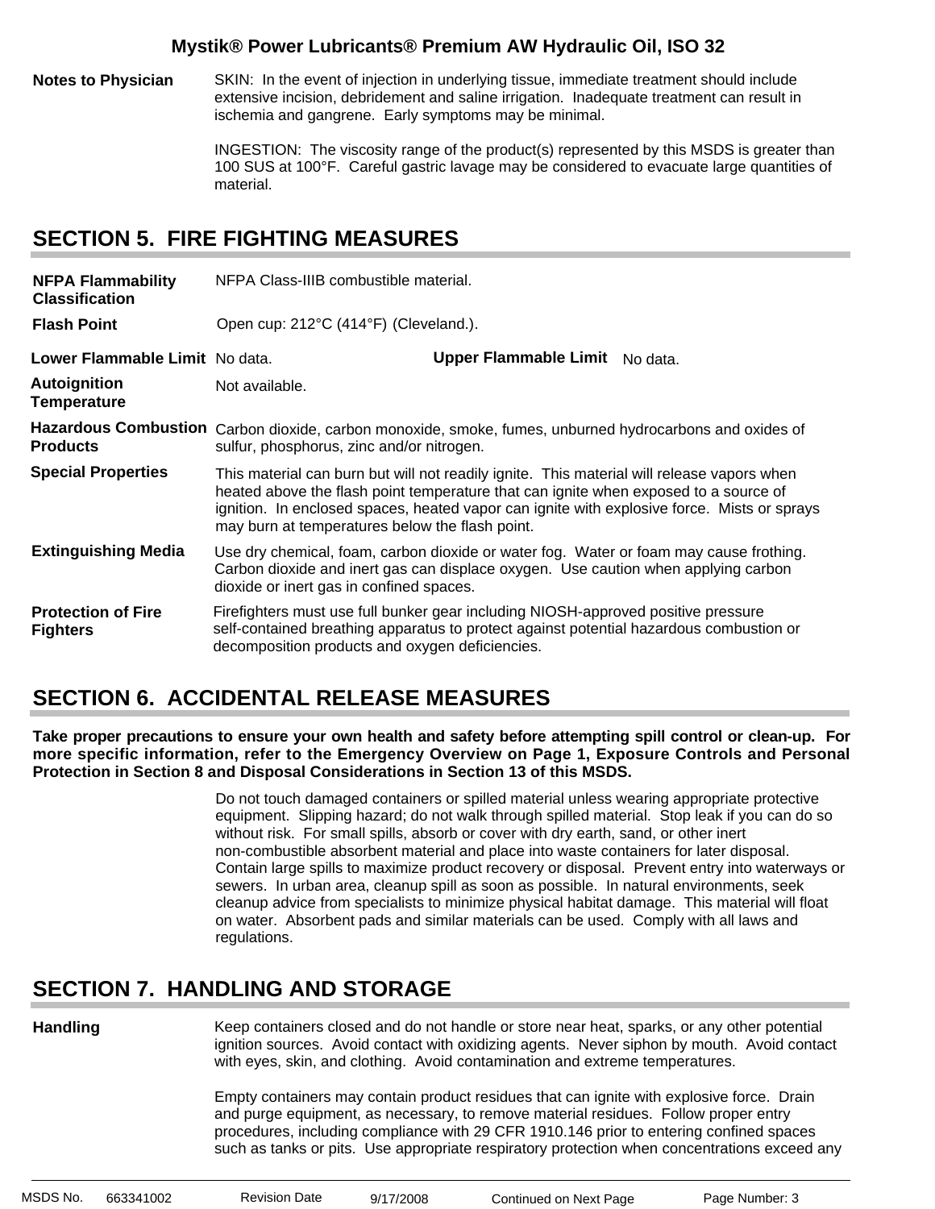**Notes to Physician**

SKIN: In the event of injection in underlying tissue, immediate treatment should include extensive incision, debridement and saline irrigation. Inadequate treatment can result in ischemia and gangrene. Early symptoms may be minimal.

INGESTION: The viscosity range of the product(s) represented by this MSDS is greater than 100 SUS at 100°F. Careful gastric lavage may be considered to evacuate large quantities of material.

## SECTION 5. FIRE FIGHTING MEASURES

**NFPA Flammability Classification** NFPA Class-IIIB combustible material.

**Flash Point** Open cup: 212°C (414°F) (Cleveland.).

**Lower Flammable Limit** No data. **Upper Flammable Limit** No data.

**Autoignition Temperature** Not available.

**Hazardous Combustion Products** Carbon dioxide, carbon monoxide, smoke, fumes, unburned hydrocarbons and oxides of sulfur, phosphorus, zinc and/or nitrogen.

**Special Properties** This material can burn but will not readily ignite. This material will release vapors when heated above the flash point temperature that can ignite when exposed to a source of ignition. In enclosed spaces, heated vapor can ignite with explosive force. Mists or sprays may burn at temperatures below the flash point.

**Extinguishing Media** Use dry chemical, foam, carbon dioxide or water fog. Water or foam may cause frothing. Carbon dioxide and inert gas can displace oxygen. Use caution when applying carbon dioxide or inert gas in confined spaces.

**Protection of Fire Fighters** Firefighters must use full bunker gear including NIOSH-approved positive pressure self-contained breathing apparatus to protect against potential hazardous combustion or decomposition products and oxygen deficiencies.

## SECTION 6. ACCIDENTAL RELEASE MEASURES

**Take proper precautions to ensure your own health and safety before attempting spill control or clean-up. For more specific information, refer to the Emergency Overview on Page 1, Exposure Controls and Personal Protection in Section 8 and Disposal Considerations in Section 13 of this MSDS.**

Do not touch damaged containers or spilled material unless wearing appropriate protective equipment. Slipping hazard; do not walk through spilled material. Stop leak if you can do so without risk. For small spills, absorb or cover with dry earth, sand, or other inert non-combustible absorbent material and place into waste containers for later disposal. Contain large spills to maximize product recovery or disposal. Prevent entry into waterways or sewers. In urban area, cleanup spill as soon as possible. In natural environments, seek cleanup advice from specialists to minimize physical habitat damage. This material will float on water. Absorbent pads and similar materials can be used. Comply with all laws and regulations.

## SECTION 7. HANDLING AND STORAGE

**Handling**

Keep containers closed and do not handle or store near heat, sparks, or any other potential ignition sources. Avoid contact with oxidizing agents. Never siphon by mouth. Avoid contact with eyes, skin, and clothing. Avoid contamination and extreme temperatures.

Empty containers may contain product residues that can ignite with explosive force. Drain and purge equipment, as necessary, to remove material residues. Follow proper entry procedures, including compliance with 29 CFR 1910.146 prior to entering confined spaces such as tanks or pits. Use appropriate respiratory protection when concentrations exceed any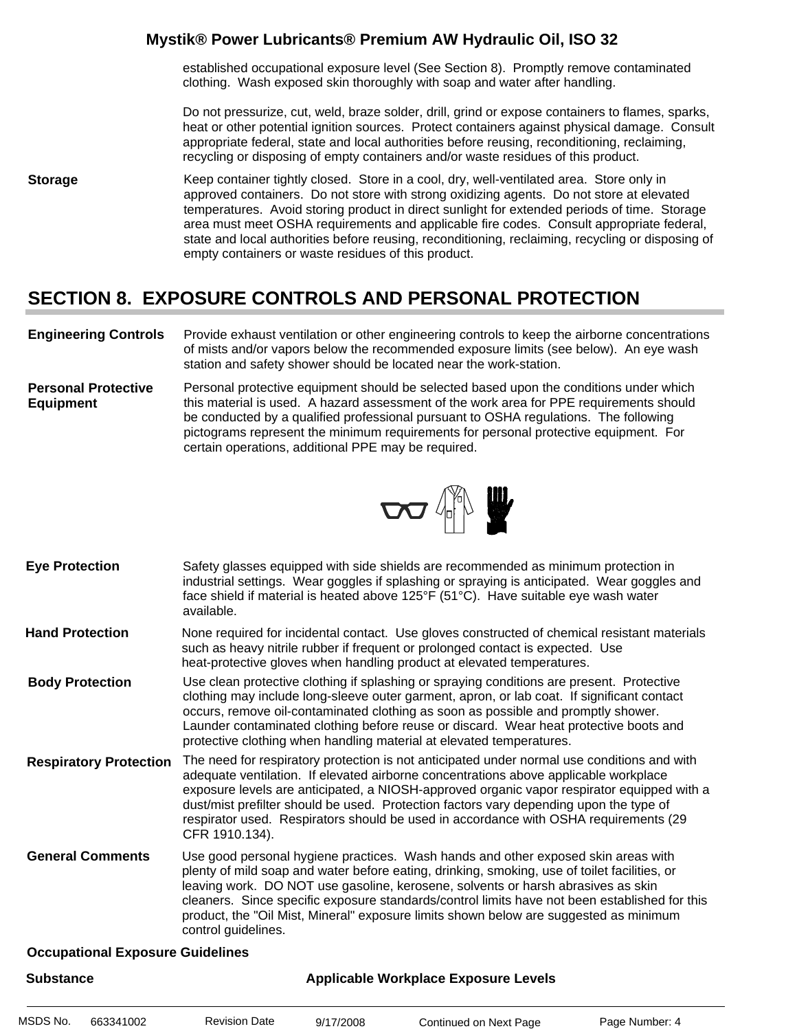established occupational exposure level (See Section 8). Promptly remove contaminated clothing. Wash exposed skin thoroughly with soap and water after handling.

Do not pressurize, cut, weld, braze solder, drill, grind or expose containers to flames, sparks, heat or other potential ignition sources. Protect containers against physical damage. Consult appropriate federal, state and local authorities before reusing, reconditioning, reclaiming, recycling or disposing of empty containers and/or waste residues of this product.

**Storage**

Keep container tightly closed. Store in a cool, dry, well-ventilated area. Store only in approved containers. Do not store with strong oxidizing agents. Do not store at elevated temperatures. Avoid storing product in direct sunlight for extended periods of time. Storage area must meet OSHA requirements and applicable fire codes. Consult appropriate federal, state and local authorities before reusing, reconditioning, reclaiming, recycling or disposing of empty containers or waste residues of this product.

## SECTION 8. EXPOSURE CONTROLS AND PERSONAL PROTECTION

**Engineering Controls**

Provide exhaust ventilation or other engineering controls to keep the airborne concentrations of mists and/or vapors below the recommended exposure limits (see below). An eye wash station and safety shower should be located near the work-station.

**Personal Protective Equipment**

Personal protective equipment should be selected based upon the conditions under which this material is used. A hazard assessment of the work area for PPE requirements should be conducted by a qualified professional pursuant to OSHA regulations. The following pictograms represent the minimum requirements for personal protective equipment. For certain operations, additional PPE may be required.

**Eye Protection**

Safety glasses equipped with side shields are recommended as minimum protection in industrial settings. Wear goggles if splashing or spraying is anticipated. Wear goggles and face shield if material is heated above 125°F (51°C). Have suitable eye wash water available.

**Hand Protection**

None required for incidental contact. Use gloves constructed of chemical resistant materials such as heavy nitrile rubber if frequent or prolonged contact is expected. Use heat-protective gloves when handling product at elevated temperatures.

**Body Protection**

Use clean protective clothing if splashing or spraying conditions are present. Protective clothing may include long-sleeve outer garment, apron, or lab coat. If significant contact occurs, remove oil-contaminated clothing as soon as possible and promptly shower. Launder contaminated clothing before reuse or discard. Wear heat protective boots and protective clothing when handling material at elevated temperatures.

**Respiratory Protection**

The need for respiratory protection is not anticipated under normal use conditions and with adequate ventilation. If elevated airborne concentrations above applicable workplace exposure levels are anticipated, a NIOSH-approved organic vapor respirator equipped with a dust/mist prefilter should be used. Protection factors vary depending upon the type of respirator used. Respirators should be used in accordance with OSHA requirements (29 CFR 1910.134).

**General Comments**

Use good personal hygiene practices. Wash hands and other exposed skin areas with plenty of mild soap and water before eating, drinking, smoking, use of toilet facilities, or leaving work. DO NOT use gasoline, kerosene, solvents or harsh abrasives as skin cleaners. Since specific exposure standards/control limits have not been established for this product, the "Oil Mist, Mineral" exposure limits shown below are suggested as minimum control guidelines.

**Occupational Exposure Guidelines**

| Substance | Applicable Workplace Exposure Levels |
|---|---|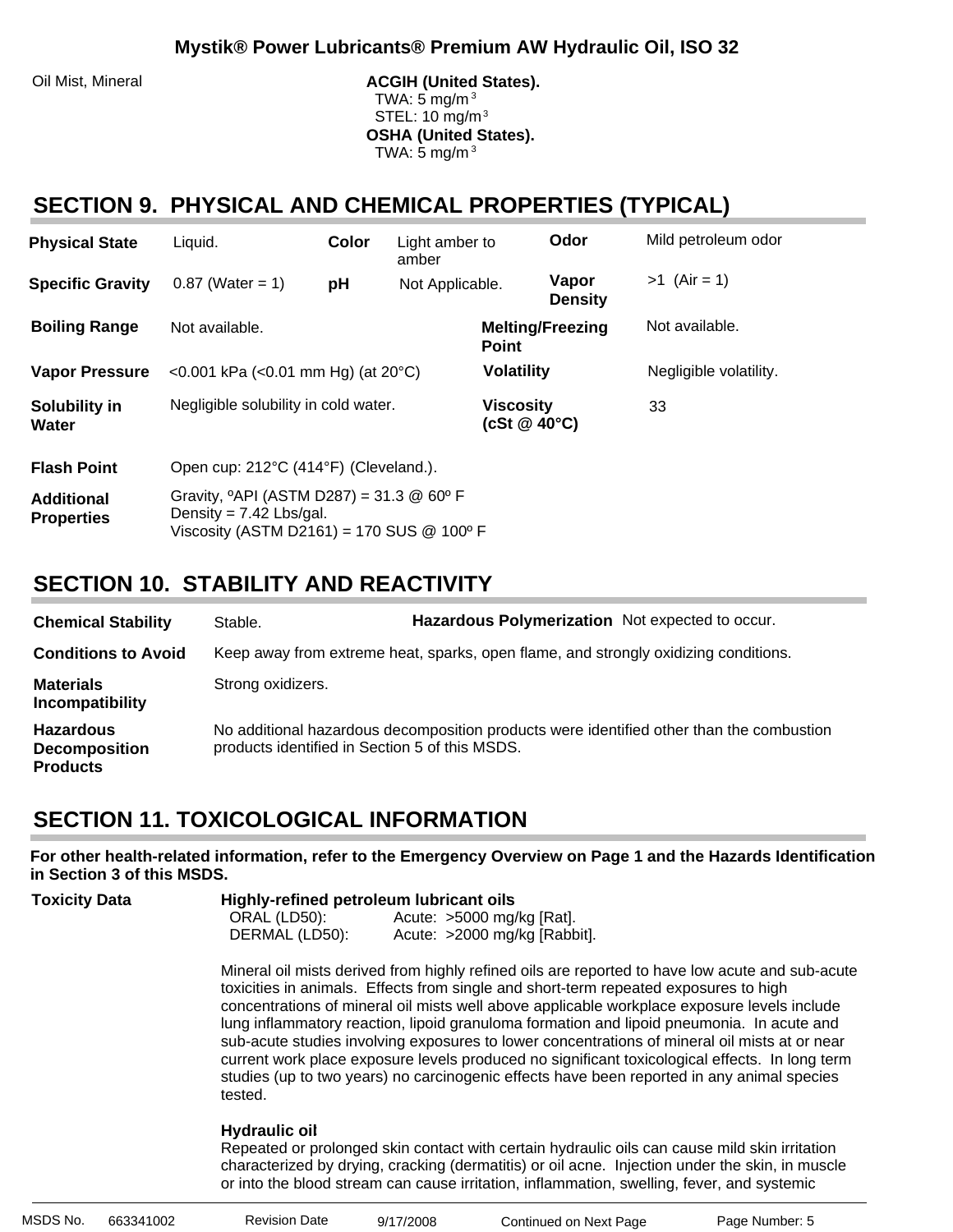| | |
|---|---|
| Oil Mist, Mineral | **ACGIH (United States).** TWA: 5 mg/$m^3$ STEL: 10 mg/$m^3$ **OSHA (United States).** TWA: 5 mg/$m^3$ |

## SECTION 9. PHYSICAL AND CHEMICAL PROPERTIES (TYPICAL)

| | | | | | |
|---|---|---|---|---|---|
| **Physical State** | Liquid. | **Color** | Light amber to amber | **Odor** | Mild petroleum odor |
| **Specific Gravity** | 0.87 (Water = 1) | **pH** | Not Applicable. | **Vapor Density** | >1 (Air = 1) |
| **Boiling Range** | Not available. | | | **Melting/Freezing Point** | Not available. |
| **Vapor Pressure** | <0.001 kPa (<0.01 mm Hg) (at 20°C) | | | **Volatility** | Negligible volatility. |
| **Solubility in Water** | Negligible solubility in cold water. | | | **Viscosity (cSt @ 40°C)** | 33 |

**Flash Point** Open cup: 212°C (414°F) (Cleveland.).

**Additional Properties**
Gravity, ºAPI (ASTM D287) = 31.3 @ 60º F
Density = 7.42 Lbs/gal.
Viscosity (ASTM D2161) = 170 SUS @ 100º F

## SECTION 10. STABILITY AND REACTIVITY

**Chemical Stability** Stable.

**Hazardous Polymerization** Not expected to occur.

**Conditions to Avoid** Keep away from extreme heat, sparks, open flame, and strongly oxidizing conditions.

**Materials Incompatibility** Strong oxidizers.

**Hazardous Decomposition Products** No additional hazardous decomposition products were identified other than the combustion products identified in Section 5 of this MSDS.

## SECTION 11. TOXICOLOGICAL INFORMATION

**For other health-related information, refer to the Emergency Overview on Page 1 and the Hazards Identification in Section 3 of this MSDS.**

**Toxicity Data**

**Highly-refined petroleum lubricant oils**

| | |
|---|---|
| ORAL (LD50): | Acute: >5000 mg/kg [Rat]. |
| DERMAL (LD50): | Acute: >2000 mg/kg [Rabbit]. |

Mineral oil mists derived from highly refined oils are reported to have low acute and sub-acute toxicities in animals. Effects from single and short-term repeated exposures to high concentrations of mineral oil mists well above applicable workplace exposure levels include lung inflammatory reaction, lipoid granuloma formation and lipoid pneumonia. In acute and sub-acute studies involving exposures to lower concentrations of mineral oil mists at or near current work place exposure levels produced no significant toxicological effects. In long term studies (up to two years) no carcinogenic effects have been reported in any animal species tested.

**Hydraulic oil**
Repeated or prolonged skin contact with certain hydraulic oils can cause mild skin irritation characterized by drying, cracking (dermatitis) or oil acne. Injection under the skin, in muscle or into the blood stream can cause irritation, inflammation, swelling, fever, and systemic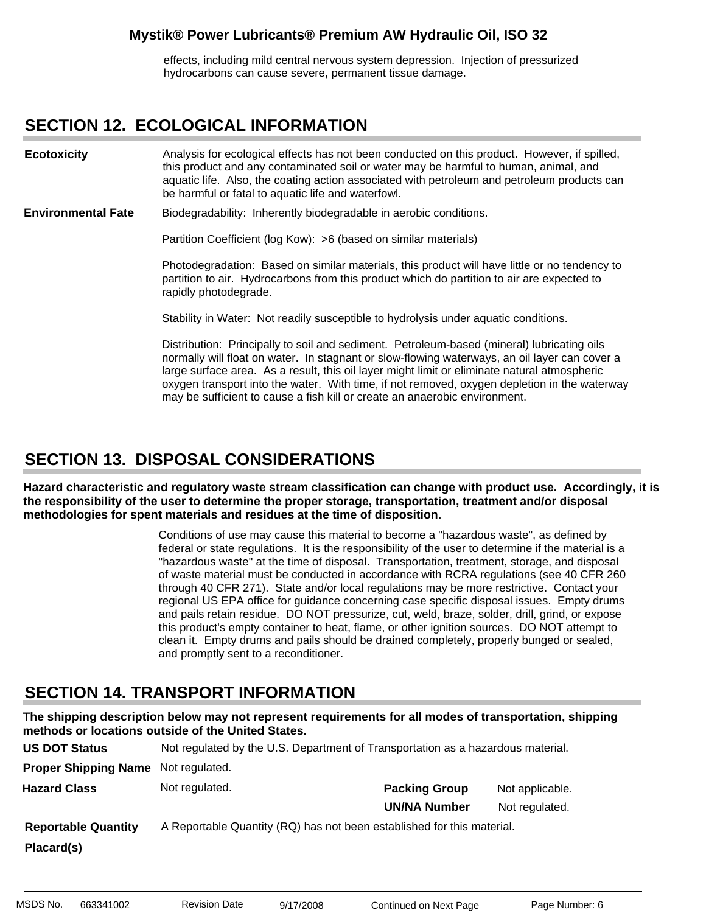effects, including mild central nervous system depression. Injection of pressurized hydrocarbons can cause severe, permanent tissue damage.

## SECTION 12. ECOLOGICAL INFORMATION

**Ecotoxicity**

Analysis for ecological effects has not been conducted on this product. However, if spilled, this product and any contaminated soil or water may be harmful to human, animal, and aquatic life. Also, the coating action associated with petroleum and petroleum products can be harmful or fatal to aquatic life and waterfowl.

**Environmental Fate**

Biodegradability: Inherently biodegradable in aerobic conditions.

Partition Coefficient (log Kow): >6 (based on similar materials)

Photodegradation: Based on similar materials, this product will have little or no tendency to partition to air. Hydrocarbons from this product which do partition to air are expected to rapidly photodegrade.

Stability in Water: Not readily susceptible to hydrolysis under aquatic conditions.

Distribution: Principally to soil and sediment. Petroleum-based (mineral) lubricating oils normally will float on water. In stagnant or slow-flowing waterways, an oil layer can cover a large surface area. As a result, this oil layer might limit or eliminate natural atmospheric oxygen transport into the water. With time, if not removed, oxygen depletion in the waterway may be sufficient to cause a fish kill or create an anaerobic environment.

## SECTION 13. DISPOSAL CONSIDERATIONS

**Hazard characteristic and regulatory waste stream classification can change with product use. Accordingly, it is the responsibility of the user to determine the proper storage, transportation, treatment and/or disposal methodologies for spent materials and residues at the time of disposition.**

Conditions of use may cause this material to become a "hazardous waste", as defined by federal or state regulations. It is the responsibility of the user to determine if the material is a "hazardous waste" at the time of disposal. Transportation, treatment, storage, and disposal of waste material must be conducted in accordance with RCRA regulations (see 40 CFR 260 through 40 CFR 271). State and/or local regulations may be more restrictive. Contact your regional US EPA office for guidance concerning case specific disposal issues. Empty drums and pails retain residue. DO NOT pressurize, cut, weld, braze, solder, drill, grind, or expose this product's empty container to heat, flame, or other ignition sources. DO NOT attempt to clean it. Empty drums and pails should be drained completely, properly bunged or sealed, and promptly sent to a reconditioner.

## SECTION 14. TRANSPORT INFORMATION

**The shipping description below may not represent requirements for all modes of transportation, shipping methods or locations outside of the United States.**

**US DOT Status** Not regulated by the U.S. Department of Transportation as a hazardous material.

**Proper Shipping Name** Not regulated.

**Hazard Class** Not regulated.

**Packing Group** Not applicable.

**UN/NA Number** Not regulated.

**Reportable Quantity** A Reportable Quantity (RQ) has not been established for this material.

**Placard(s)**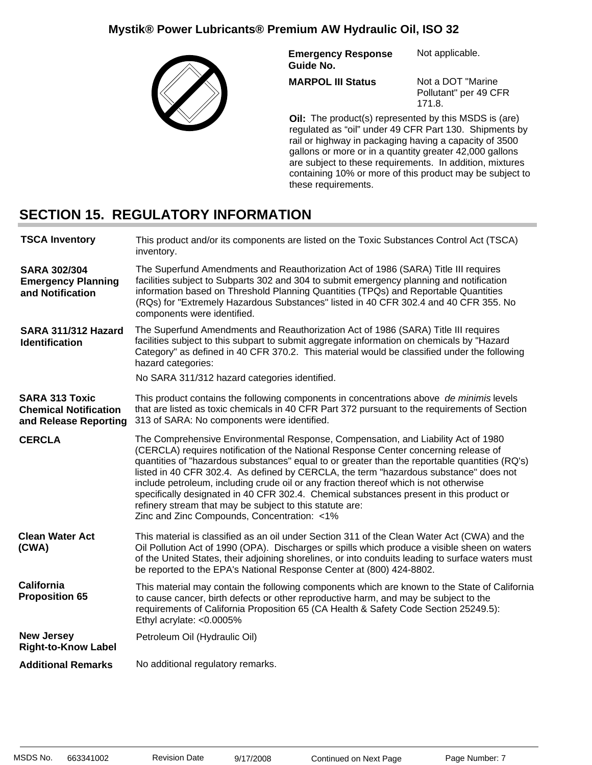| | |
|---|---|
| **Emergency Response Guide No.** | Not applicable. |
| **MARPOL III Status** | Not a DOT "Marine Pollutant" per 49 CFR 171.8. |

**Oil:** The product(s) represented by this MSDS is (are) regulated as "oil" under 49 CFR Part 130. Shipments by rail or highway in packaging having a capacity of 3500 gallons or more or in a quantity greater 42,000 gallons are subject to these requirements. In addition, mixtures containing 10% or more of this product may be subject to these requirements.

## SECTION 15. REGULATORY INFORMATION

**TSCA Inventory**

This product and/or its components are listed on the Toxic Substances Control Act (TSCA) inventory.

**SARA 302/304 Emergency Planning and Notification**

The Superfund Amendments and Reauthorization Act of 1986 (SARA) Title III requires facilities subject to Subparts 302 and 304 to submit emergency planning and notification information based on Threshold Planning Quantities (TPQs) and Reportable Quantities (RQs) for "Extremely Hazardous Substances" listed in 40 CFR 302.4 and 40 CFR 355. No components were identified.

**SARA 311/312 Hazard Identification**

The Superfund Amendments and Reauthorization Act of 1986 (SARA) Title III requires facilities subject to this subpart to submit aggregate information on chemicals by "Hazard Category" as defined in 40 CFR 370.2. This material would be classified under the following hazard categories:

No SARA 311/312 hazard categories identified.

**SARA 313 Toxic Chemical Notification and Release Reporting**

This product contains the following components in concentrations above *de minimis* levels that are listed as toxic chemicals in 40 CFR Part 372 pursuant to the requirements of Section 313 of SARA: No components were identified.

**CERCLA**

The Comprehensive Environmental Response, Compensation, and Liability Act of 1980 (CERCLA) requires notification of the National Response Center concerning release of quantities of "hazardous substances" equal to or greater than the reportable quantities (RQ's) listed in 40 CFR 302.4. As defined by CERCLA, the term "hazardous substance" does not include petroleum, including crude oil or any fraction thereof which is not otherwise specifically designated in 40 CFR 302.4. Chemical substances present in this product or refinery stream that may be subject to this statute are:
Zinc and Zinc Compounds, Concentration: <1%

**Clean Water Act (CWA)**

This material is classified as an oil under Section 311 of the Clean Water Act (CWA) and the Oil Pollution Act of 1990 (OPA). Discharges or spills which produce a visible sheen on waters of the United States, their adjoining shorelines, or into conduits leading to surface waters must be reported to the EPA's National Response Center at (800) 424-8802.

**California Proposition 65**

This material may contain the following components which are known to the State of California to cause cancer, birth defects or other reproductive harm, and may be subject to the requirements of California Proposition 65 (CA Health & Safety Code Section 25249.5):
Ethyl acrylate: <0.0005%

**New Jersey Right-to-Know Label**

Petroleum Oil (Hydraulic Oil)

**Additional Remarks**

No additional regulatory remarks.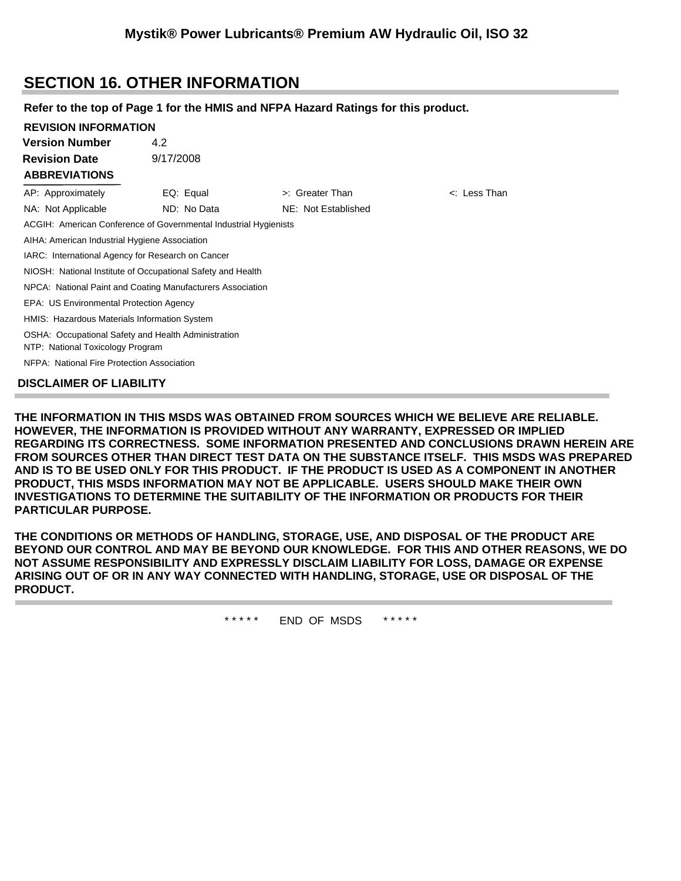## SECTION 16. OTHER INFORMATION

**Refer to the top of Page 1 for the HMIS and NFPA Hazard Ratings for this product.**

**REVISION INFORMATION**

| | |
|---|---|
| **Version Number** | 4.2 |
| **Revision Date** | 9/17/2008 |

**ABBREVIATIONS**

| | | | |
|---|---|---|---|
| AP: Approximately | EQ: Equal | >: Greater Than | <: Less Than |
| NA: Not Applicable | ND: No Data | NE: Not Established | |

ACGIH: American Conference of Governmental Industrial Hygienists

AIHA: American Industrial Hygiene Association

IARC: International Agency for Research on Cancer

NIOSH: National Institute of Occupational Safety and Health

NPCA: National Paint and Coating Manufacturers Association

EPA: US Environmental Protection Agency

HMIS: Hazardous Materials Information System

OSHA: Occupational Safety and Health Administration

NTP: National Toxicology Program

NFPA: National Fire Protection Association

**DISCLAIMER OF LIABILITY**

**THE INFORMATION IN THIS MSDS WAS OBTAINED FROM SOURCES WHICH WE BELIEVE ARE RELIABLE. HOWEVER, THE INFORMATION IS PROVIDED WITHOUT ANY WARRANTY, EXPRESSED OR IMPLIED REGARDING ITS CORRECTNESS. SOME INFORMATION PRESENTED AND CONCLUSIONS DRAWN HEREIN ARE FROM SOURCES OTHER THAN DIRECT TEST DATA ON THE SUBSTANCE ITSELF. THIS MSDS WAS PREPARED AND IS TO BE USED ONLY FOR THIS PRODUCT. IF THE PRODUCT IS USED AS A COMPONENT IN ANOTHER PRODUCT, THIS MSDS INFORMATION MAY NOT BE APPLICABLE. USERS SHOULD MAKE THEIR OWN INVESTIGATIONS TO DETERMINE THE SUITABILITY OF THE INFORMATION OR PRODUCTS FOR THEIR PARTICULAR PURPOSE.**

**THE CONDITIONS OR METHODS OF HANDLING, STORAGE, USE, AND DISPOSAL OF THE PRODUCT ARE BEYOND OUR CONTROL AND MAY BE BEYOND OUR KNOWLEDGE. FOR THIS AND OTHER REASONS, WE DO NOT ASSUME RESPONSIBILITY AND EXPRESSLY DISCLAIM LIABILITY FOR LOSS, DAMAGE OR EXPENSE ARISING OUT OF OR IN ANY WAY CONNECTED WITH HANDLING, STORAGE, USE OR DISPOSAL OF THE PRODUCT.**

***** END OF MSDS *****